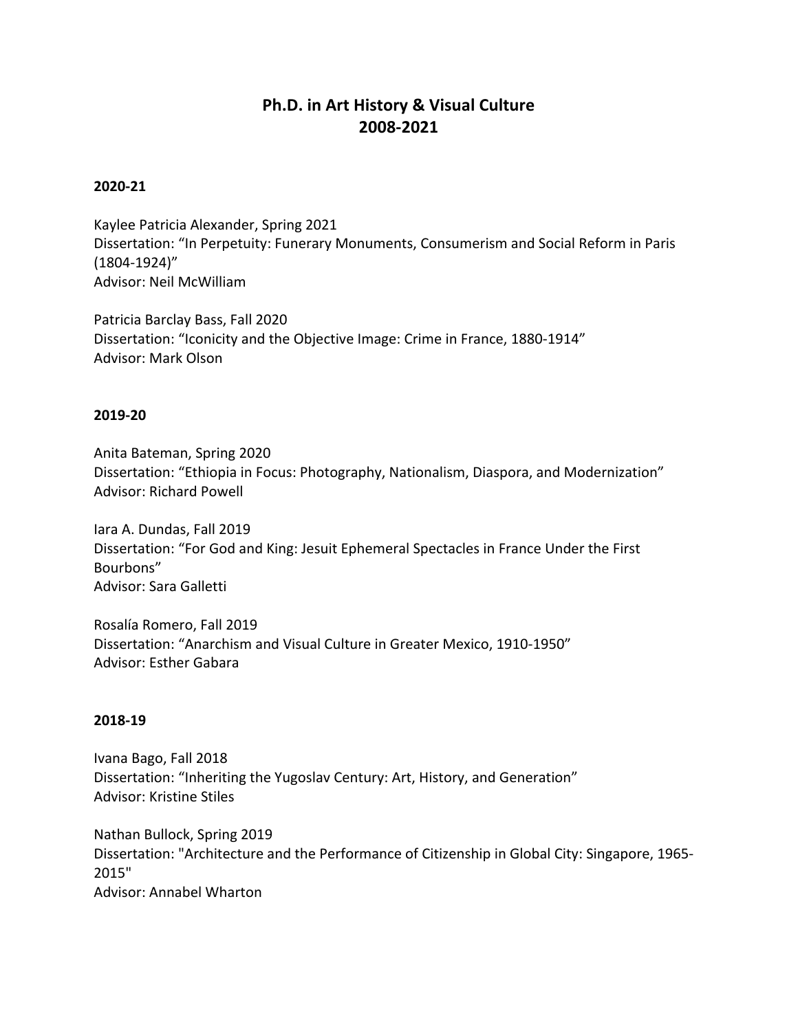# Ph.D. in Art History & Visual Culture
# 2008-2021

**2020-21**

Kaylee Patricia Alexander, Spring 2021
Dissertation: “In Perpetuity: Funerary Monuments, Consumerism and Social Reform in Paris (1804-1924)”
Advisor: Neil McWilliam

Patricia Barclay Bass, Fall 2020
Dissertation: “Iconicity and the Objective Image: Crime in France, 1880-1914”
Advisor: Mark Olson

**2019-20**

Anita Bateman, Spring 2020
Dissertation: “Ethiopia in Focus: Photography, Nationalism, Diaspora, and Modernization”
Advisor: Richard Powell

Iara A. Dundas, Fall 2019
Dissertation: “For God and King: Jesuit Ephemeral Spectacles in France Under the First Bourbons”
Advisor: Sara Galletti

Rosalía Romero, Fall 2019
Dissertation: “Anarchism and Visual Culture in Greater Mexico, 1910-1950”
Advisor: Esther Gabara

**2018-19**

Ivana Bago, Fall 2018
Dissertation: “Inheriting the Yugoslav Century: Art, History, and Generation”
Advisor: Kristine Stiles

Nathan Bullock, Spring 2019
Dissertation: "Architecture and the Performance of Citizenship in Global City: Singapore, 1965-2015"
Advisor: Annabel Wharton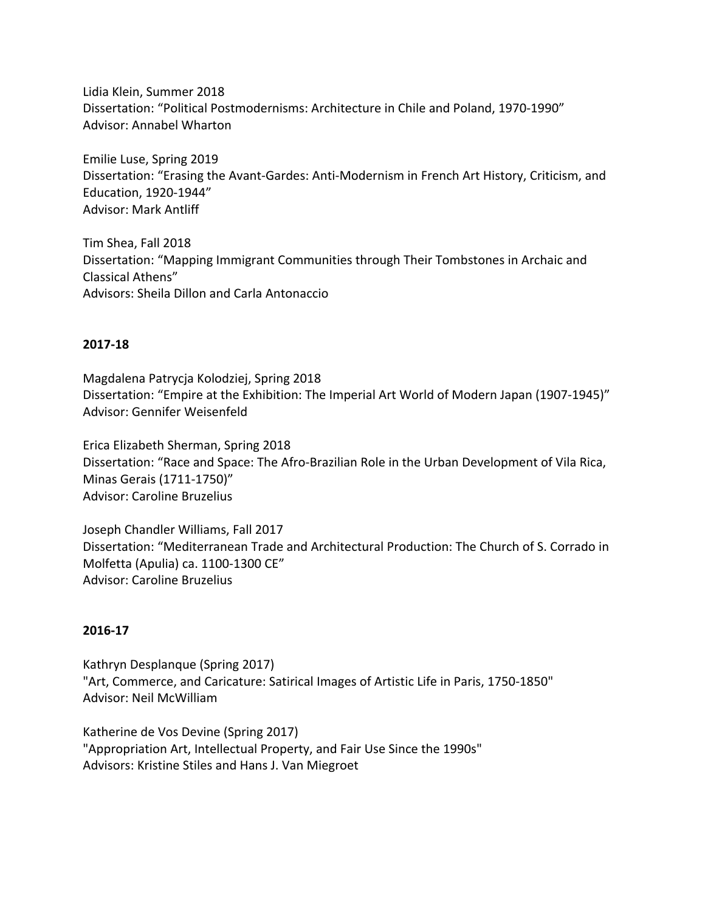Lidia Klein, Summer 2018
Dissertation: "Political Postmodernisms: Architecture in Chile and Poland, 1970-1990"
Advisor: Annabel Wharton

Emilie Luse, Spring 2019
Dissertation: "Erasing the Avant-Gardes: Anti-Modernism in French Art History, Criticism, and Education, 1920-1944"
Advisor: Mark Antliff

Tim Shea, Fall 2018
Dissertation: "Mapping Immigrant Communities through Their Tombstones in Archaic and Classical Athens"
Advisors: Sheila Dillon and Carla Antonaccio

**2017-18**

Magdalena Patrycja Kolodziej, Spring 2018
Dissertation: "Empire at the Exhibition: The Imperial Art World of Modern Japan (1907-1945)"
Advisor: Gennifer Weisenfeld

Erica Elizabeth Sherman, Spring 2018
Dissertation: "Race and Space: The Afro-Brazilian Role in the Urban Development of Vila Rica, Minas Gerais (1711-1750)"
Advisor: Caroline Bruzelius

Joseph Chandler Williams, Fall 2017
Dissertation: "Mediterranean Trade and Architectural Production: The Church of S. Corrado in Molfetta (Apulia) ca. 1100-1300 CE"
Advisor: Caroline Bruzelius

**2016-17**

Kathryn Desplanque (Spring 2017)
"Art, Commerce, and Caricature: Satirical Images of Artistic Life in Paris, 1750-1850"
Advisor: Neil McWilliam

Katherine de Vos Devine (Spring 2017)
"Appropriation Art, Intellectual Property, and Fair Use Since the 1990s"
Advisors: Kristine Stiles and Hans J. Van Miegroet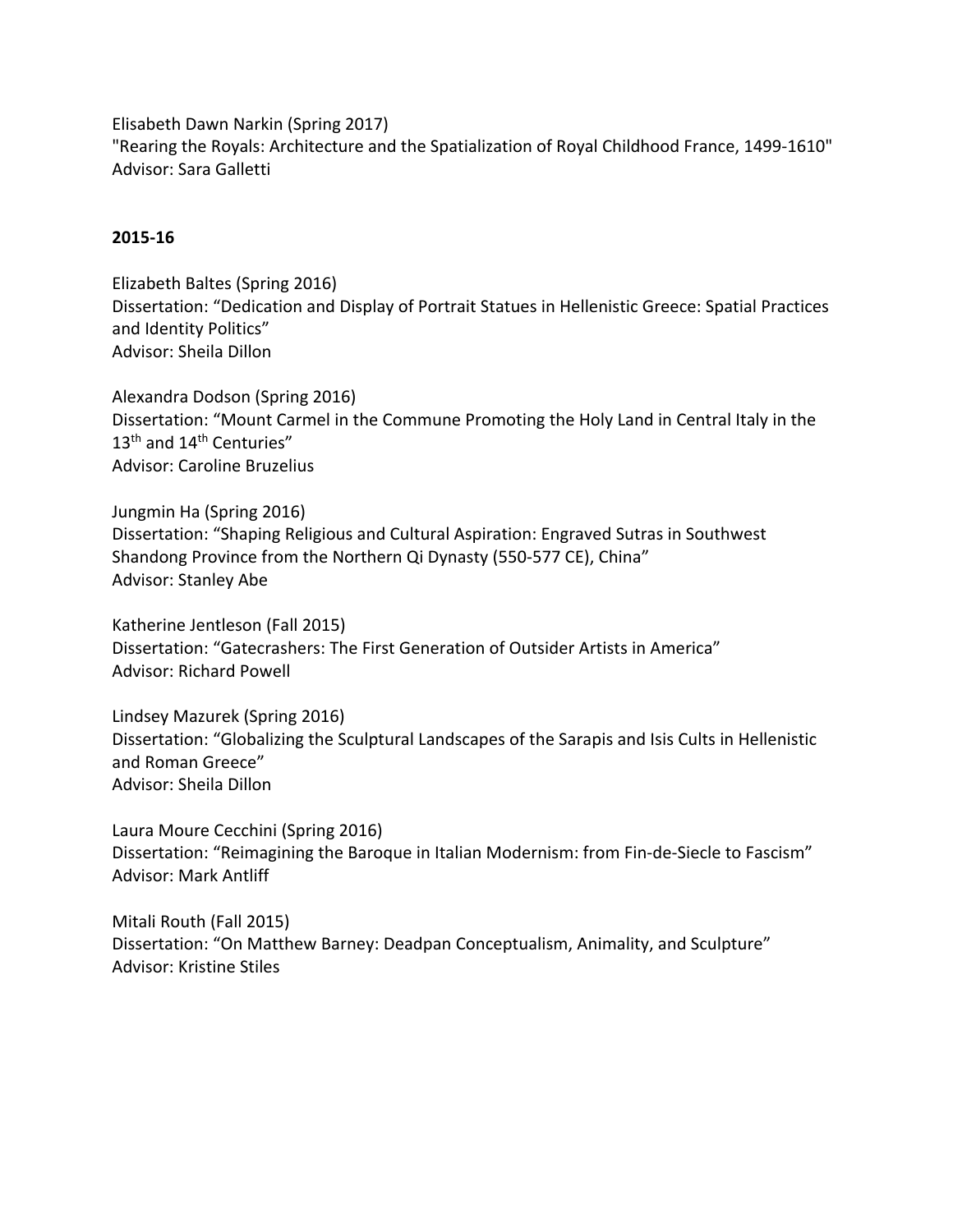Elisabeth Dawn Narkin (Spring 2017)
"Rearing the Royals: Architecture and the Spatialization of Royal Childhood France, 1499-1610"
Advisor: Sara Galletti

**2015-16**

Elizabeth Baltes (Spring 2016)
Dissertation: "Dedication and Display of Portrait Statues in Hellenistic Greece: Spatial Practices and Identity Politics"
Advisor: Sheila Dillon

Alexandra Dodson (Spring 2016)
Dissertation: "Mount Carmel in the Commune Promoting the Holy Land in Central Italy in the 13th and 14th Centuries"
Advisor: Caroline Bruzelius

Jungmin Ha (Spring 2016)
Dissertation: "Shaping Religious and Cultural Aspiration: Engraved Sutras in Southwest Shandong Province from the Northern Qi Dynasty (550-577 CE), China"
Advisor: Stanley Abe

Katherine Jentleson (Fall 2015)
Dissertation: "Gatecrashers: The First Generation of Outsider Artists in America"
Advisor: Richard Powell

Lindsey Mazurek (Spring 2016)
Dissertation: "Globalizing the Sculptural Landscapes of the Sarapis and Isis Cults in Hellenistic and Roman Greece"
Advisor: Sheila Dillon

Laura Moure Cecchini (Spring 2016)
Dissertation: "Reimagining the Baroque in Italian Modernism: from Fin-de-Siecle to Fascism"
Advisor: Mark Antliff

Mitali Routh (Fall 2015)
Dissertation: "On Matthew Barney: Deadpan Conceptualism, Animality, and Sculpture"
Advisor: Kristine Stiles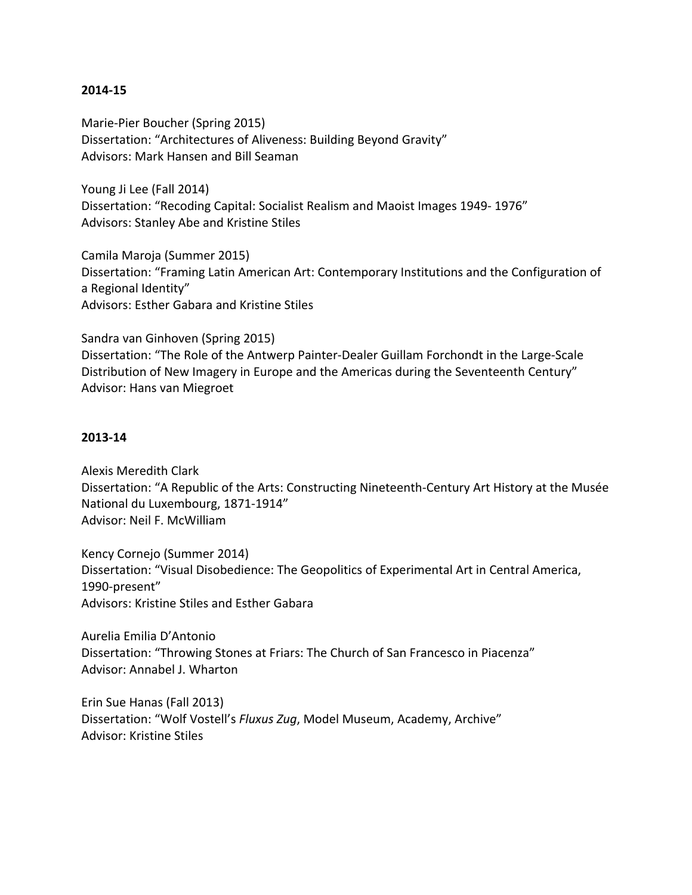**2014-15**

Marie-Pier Boucher (Spring 2015)
Dissertation: “Architectures of Aliveness: Building Beyond Gravity”
Advisors: Mark Hansen and Bill Seaman

Young Ji Lee (Fall 2014)
Dissertation: “Recoding Capital: Socialist Realism and Maoist Images 1949- 1976”
Advisors: Stanley Abe and Kristine Stiles

Camila Maroja (Summer 2015)
Dissertation: “Framing Latin American Art: Contemporary Institutions and the Configuration of a Regional Identity”
Advisors: Esther Gabara and Kristine Stiles

Sandra van Ginhoven (Spring 2015)
Dissertation: “The Role of the Antwerp Painter-Dealer Guillam Forchondt in the Large-Scale Distribution of New Imagery in Europe and the Americas during the Seventeenth Century”
Advisor: Hans van Miegroet

**2013-14**

Alexis Meredith Clark
Dissertation: “A Republic of the Arts: Constructing Nineteenth-Century Art History at the Musée National du Luxembourg, 1871-1914”
Advisor: Neil F. McWilliam

Kency Cornejo (Summer 2014)
Dissertation: “Visual Disobedience: The Geopolitics of Experimental Art in Central America, 1990-present”
Advisors: Kristine Stiles and Esther Gabara

Aurelia Emilia D’Antonio
Dissertation: “Throwing Stones at Friars: The Church of San Francesco in Piacenza”
Advisor: Annabel J. Wharton

Erin Sue Hanas (Fall 2013)
Dissertation: “Wolf Vostell’s *Fluxus Zug*, Model Museum, Academy, Archive”
Advisor: Kristine Stiles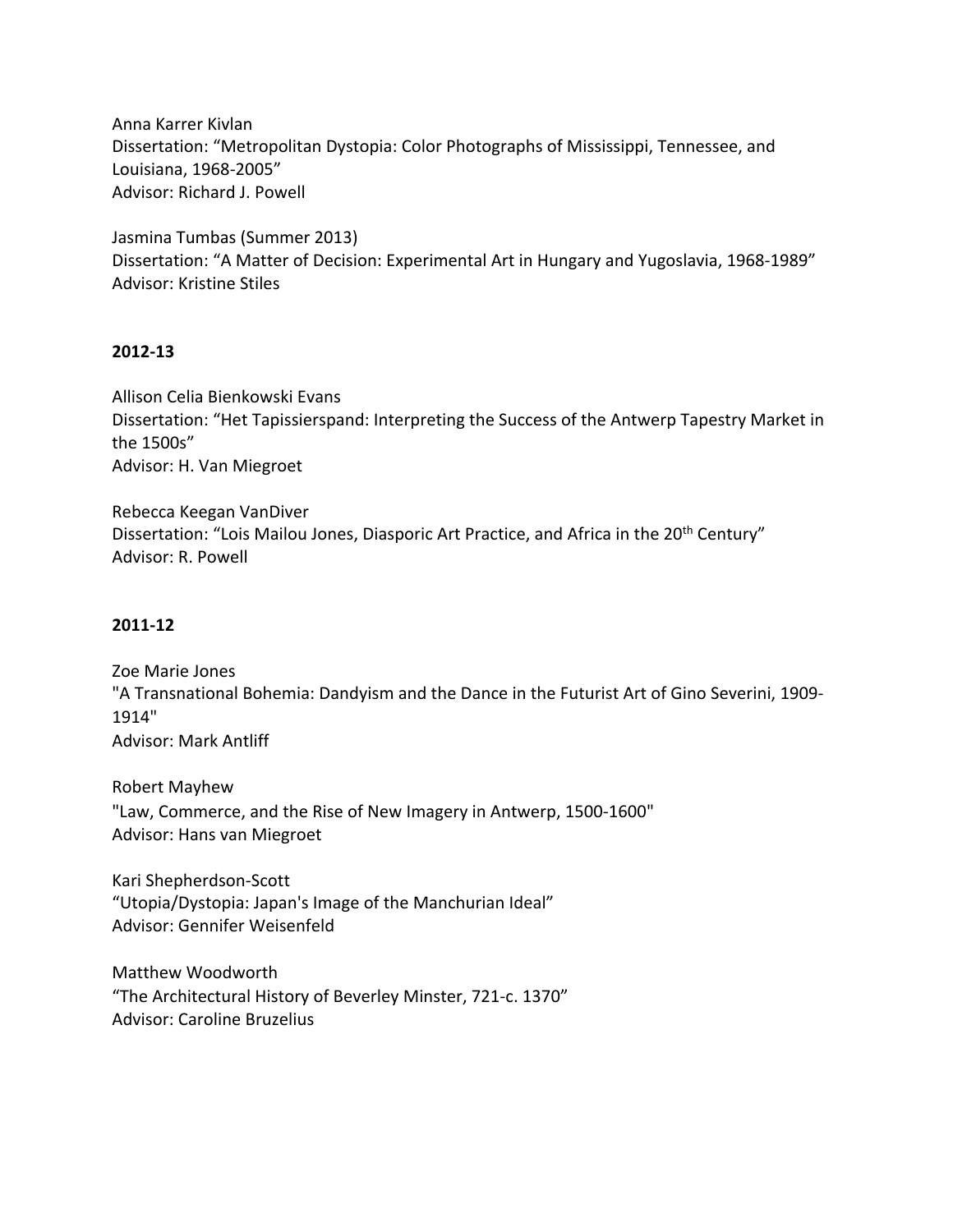Anna Karrer Kivlan
Dissertation: “Metropolitan Dystopia: Color Photographs of Mississippi, Tennessee, and Louisiana, 1968-2005”
Advisor: Richard J. Powell

Jasmina Tumbas (Summer 2013)
Dissertation: “A Matter of Decision: Experimental Art in Hungary and Yugoslavia, 1968-1989”
Advisor: Kristine Stiles

## 2012-13

Allison Celia Bienkowski Evans
Dissertation: “Het Tapissierspand: Interpreting the Success of the Antwerp Tapestry Market in the 1500s”
Advisor: H. Van Miegroet

Rebecca Keegan VanDiver
Dissertation: “Lois Mailou Jones, Diasporic Art Practice, and Africa in the 20th Century”
Advisor: R. Powell

## 2011-12

Zoe Marie Jones
"A Transnational Bohemia: Dandyism and the Dance in the Futurist Art of Gino Severini, 1909-1914"
Advisor: Mark Antliff

Robert Mayhew
"Law, Commerce, and the Rise of New Imagery in Antwerp, 1500-1600"
Advisor: Hans van Miegroet

Kari Shepherdson-Scott
“Utopia/Dystopia: Japan's Image of the Manchurian Ideal”
Advisor: Gennifer Weisenfeld

Matthew Woodworth
“The Architectural History of Beverley Minster, 721-c. 1370”
Advisor: Caroline Bruzelius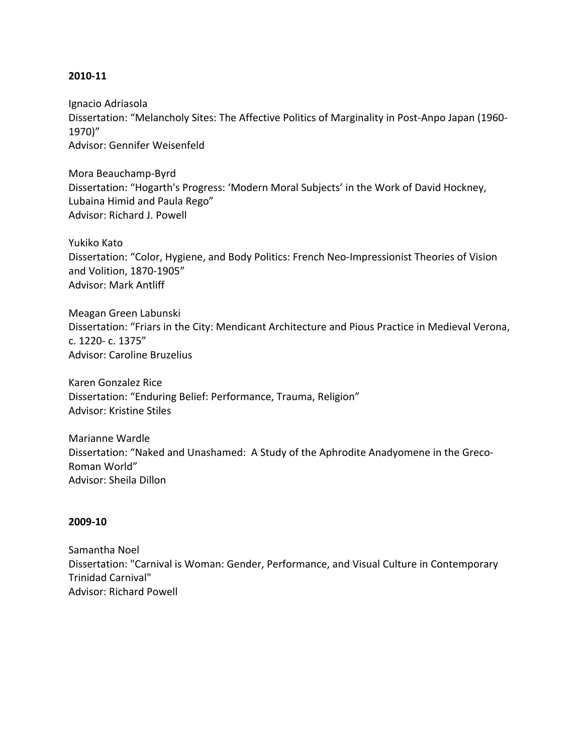**2010-11**

Ignacio Adriasola
Dissertation: “Melancholy Sites: The Affective Politics of Marginality in Post-Anpo Japan (1960-1970)”
Advisor: Gennifer Weisenfeld

Mora Beauchamp-Byrd
Dissertation: “Hogarth's Progress: ‘Modern Moral Subjects’ in the Work of David Hockney, Lubaina Himid and Paula Rego”
Advisor: Richard J. Powell

Yukiko Kato
Dissertation: “Color, Hygiene, and Body Politics: French Neo-Impressionist Theories of Vision and Volition, 1870-1905”
Advisor: Mark Antliff

Meagan Green Labunski
Dissertation: “Friars in the City: Mendicant Architecture and Pious Practice in Medieval Verona, c. 1220- c. 1375”
Advisor: Caroline Bruzelius

Karen Gonzalez Rice
Dissertation: “Enduring Belief: Performance, Trauma, Religion”
Advisor: Kristine Stiles

Marianne Wardle
Dissertation: “Naked and Unashamed: A Study of the Aphrodite Anadyomene in the Greco-Roman World”
Advisor: Sheila Dillon

**2009-10**

Samantha Noel
Dissertation: "Carnival is Woman: Gender, Performance, and Visual Culture in Contemporary Trinidad Carnival"
Advisor: Richard Powell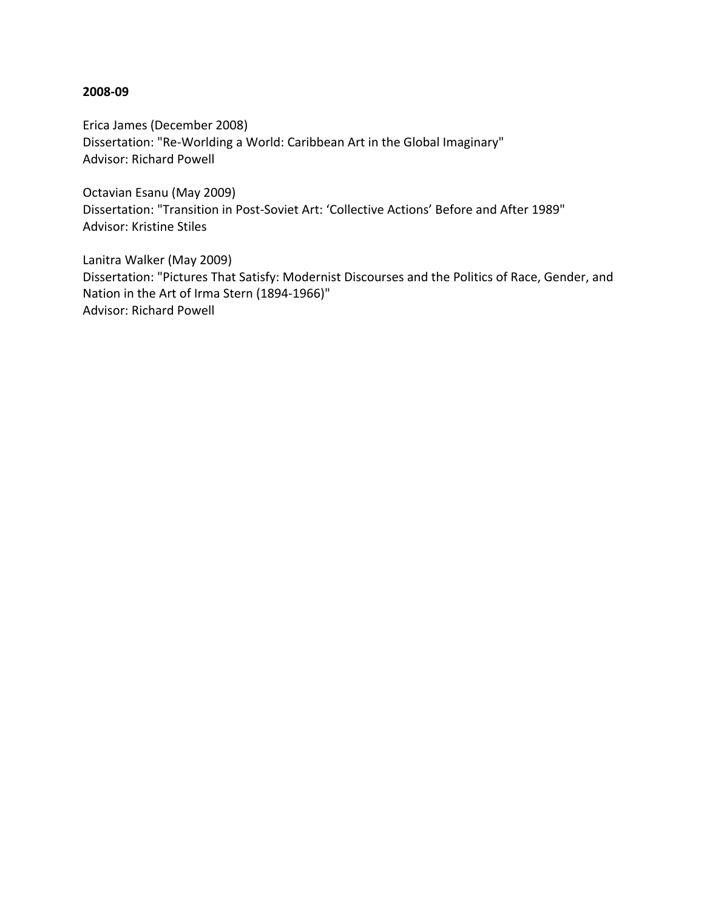**2008-09**

Erica James (December 2008)
Dissertation: "Re-Worlding a World: Caribbean Art in the Global Imaginary"
Advisor: Richard Powell

Octavian Esanu (May 2009)
Dissertation: "Transition in Post-Soviet Art: 'Collective Actions' Before and After 1989"
Advisor: Kristine Stiles

Lanitra Walker (May 2009)
Dissertation: "Pictures That Satisfy: Modernist Discourses and the Politics of Race, Gender, and Nation in the Art of Irma Stern (1894-1966)"
Advisor: Richard Powell